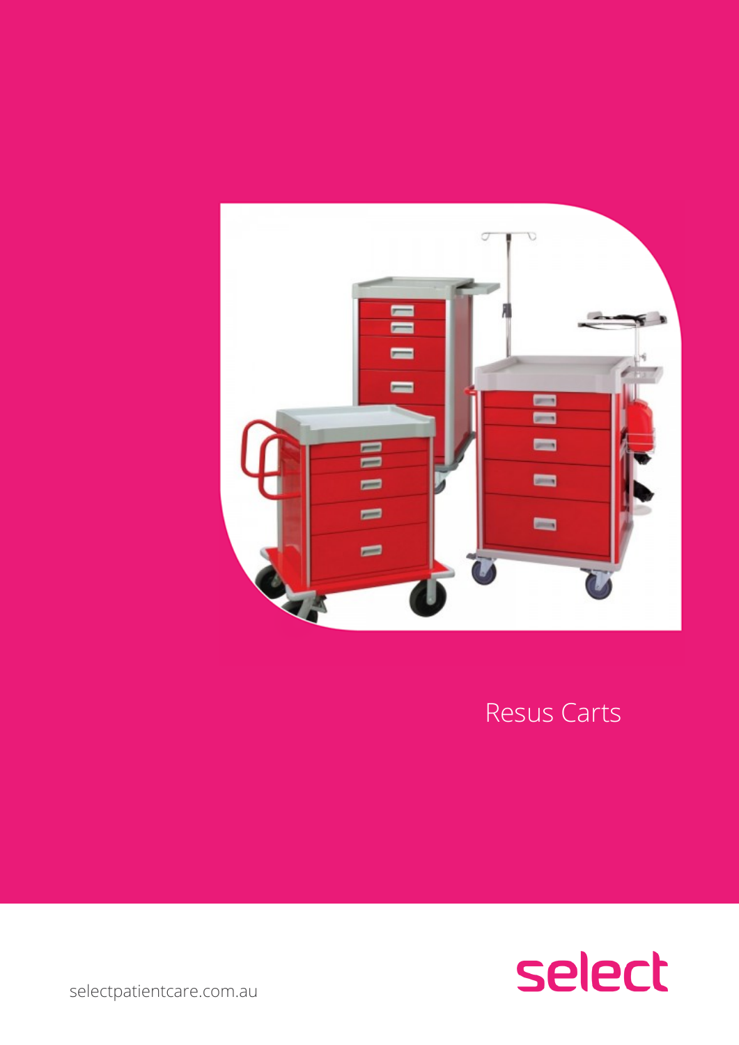# Resus Carts

select

selectpatientcare.com.au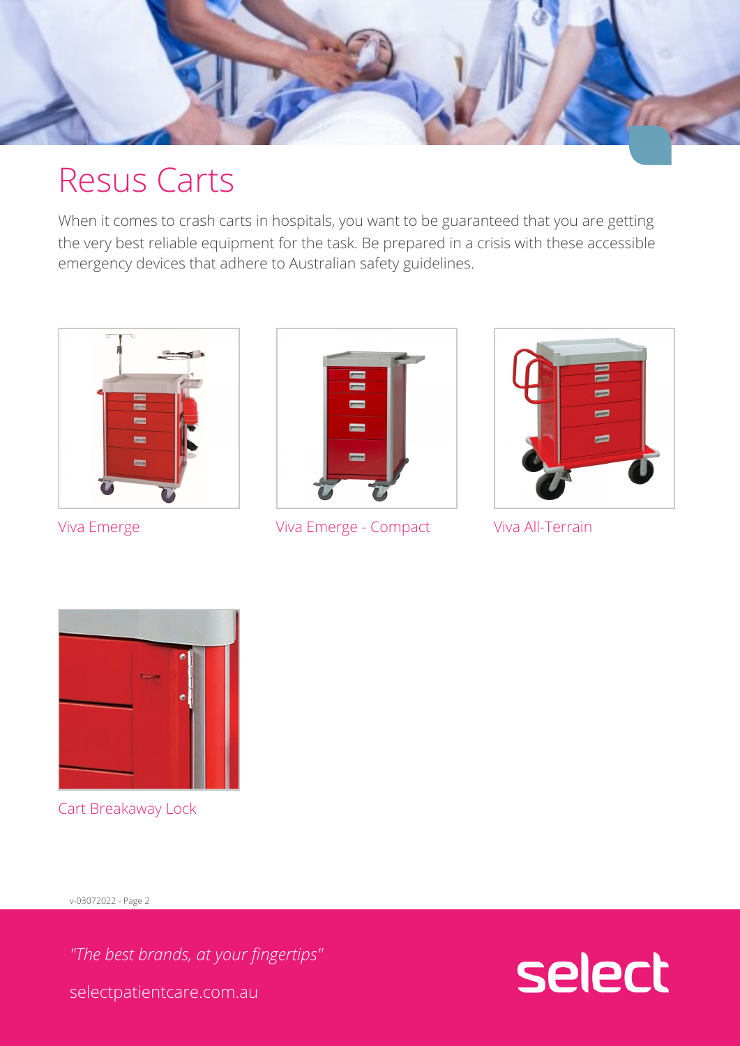# Resus Carts

When it comes to crash carts in hospitals, you want to be guaranteed that you are getting the very best reliable equipment for the task. Be prepared in a crisis with these accessible emergency devices that adhere to Australian safety guidelines.

Viva Emerge

Viva Emerge - Compact

Viva All-Terrain

Cart Breakaway Lock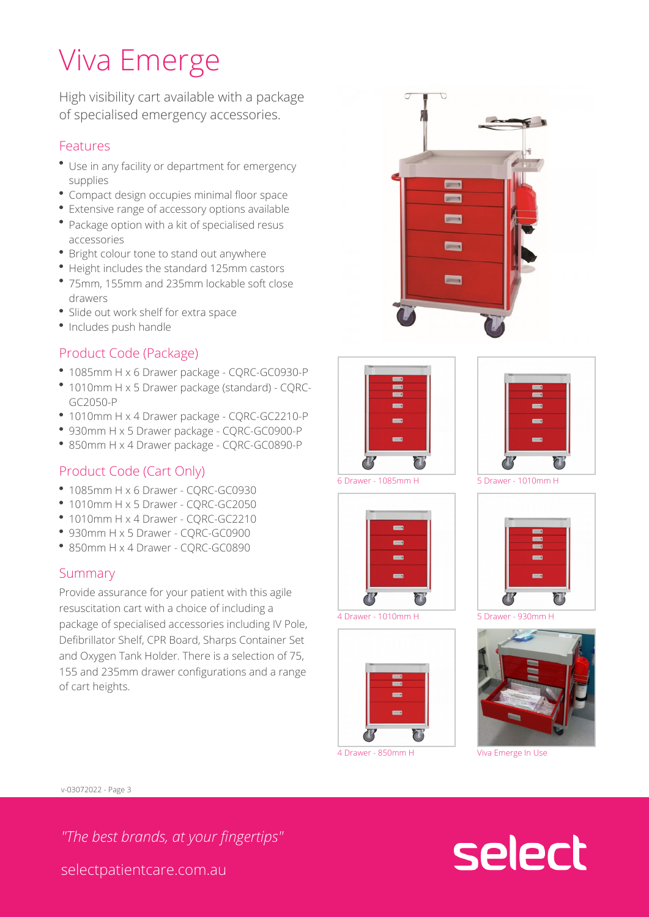# Viva Emerge

High visibility cart available with a package of specialised emergency accessories.

## Features

- Use in any facility or department for emergency supplies
- Compact design occupies minimal floor space
- Extensive range of accessory options available
- Package option with a kit of specialised resus accessories
- Bright colour tone to stand out anywhere
- Height includes the standard 125mm castors
- 75mm, 155mm and 235mm lockable soft close drawers
- Slide out work shelf for extra space
- Includes push handle

## Product Code (Package)

- 1085mm H x 6 Drawer package - CQRC-GC0930-P
- 1010mm H x 5 Drawer package (standard) - CQRC-GC2050-P
- 1010mm H x 4 Drawer package - CQRC-GC2210-P
- 930mm H x 5 Drawer package - CQRC-GC0900-P
- 850mm H x 4 Drawer package - CQRC-GC0890-P

## Product Code (Cart Only)

- 1085mm H x 6 Drawer - CQRC-GC0930
- 1010mm H x 5 Drawer - CQRC-GC2050
- 1010mm H x 4 Drawer - CQRC-GC2210
- 930mm H x 5 Drawer - CQRC-GC0900
- 850mm H x 4 Drawer - CQRC-GC0890

## Summary

Provide assurance for your patient with this agile resuscitation cart with a choice of including a package of specialised accessories including IV Pole, Defibrillator Shelf, CPR Board, Sharps Container Set and Oxygen Tank Holder. There is a selection of 75, 155 and 235mm drawer configurations and a range of cart heights.

6 Drawer - 1085mm H

5 Drawer - 1010mm H

4 Drawer - 1010mm H

5 Drawer - 930mm H

4 Drawer - 850mm H

Viva Emerge In Use

v-03072022 - Page 3

*"The best brands, at your fingertips"*

selectpatientcare.com.au

select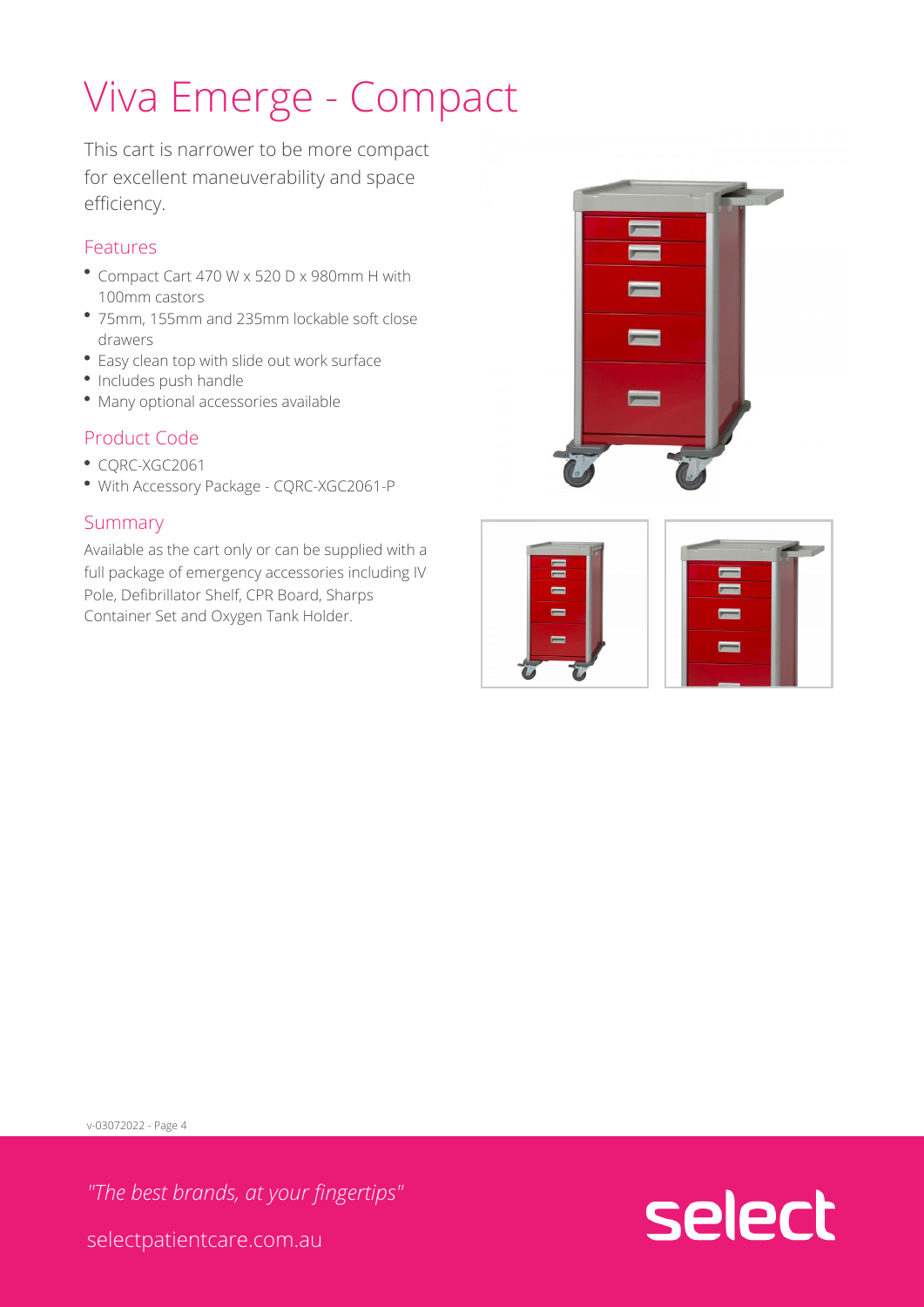# Viva Emerge - Compact

This cart is narrower to be more compact for excellent maneuverability and space efficiency.

## Features

- Compact Cart 470 W x 520 D x 980mm H with 100mm castors
- 75mm, 155mm and 235mm lockable soft close drawers
- Easy clean top with slide out work surface
- Includes push handle
- Many optional accessories available

## Product Code

- CQRC-XGC2061
- With Accessory Package - CQRC-XGC2061-P

## Summary

Available as the cart only or can be supplied with a full package of emergency accessories including IV Pole, Defibrillator Shelf, CPR Board, Sharps Container Set and Oxygen Tank Holder.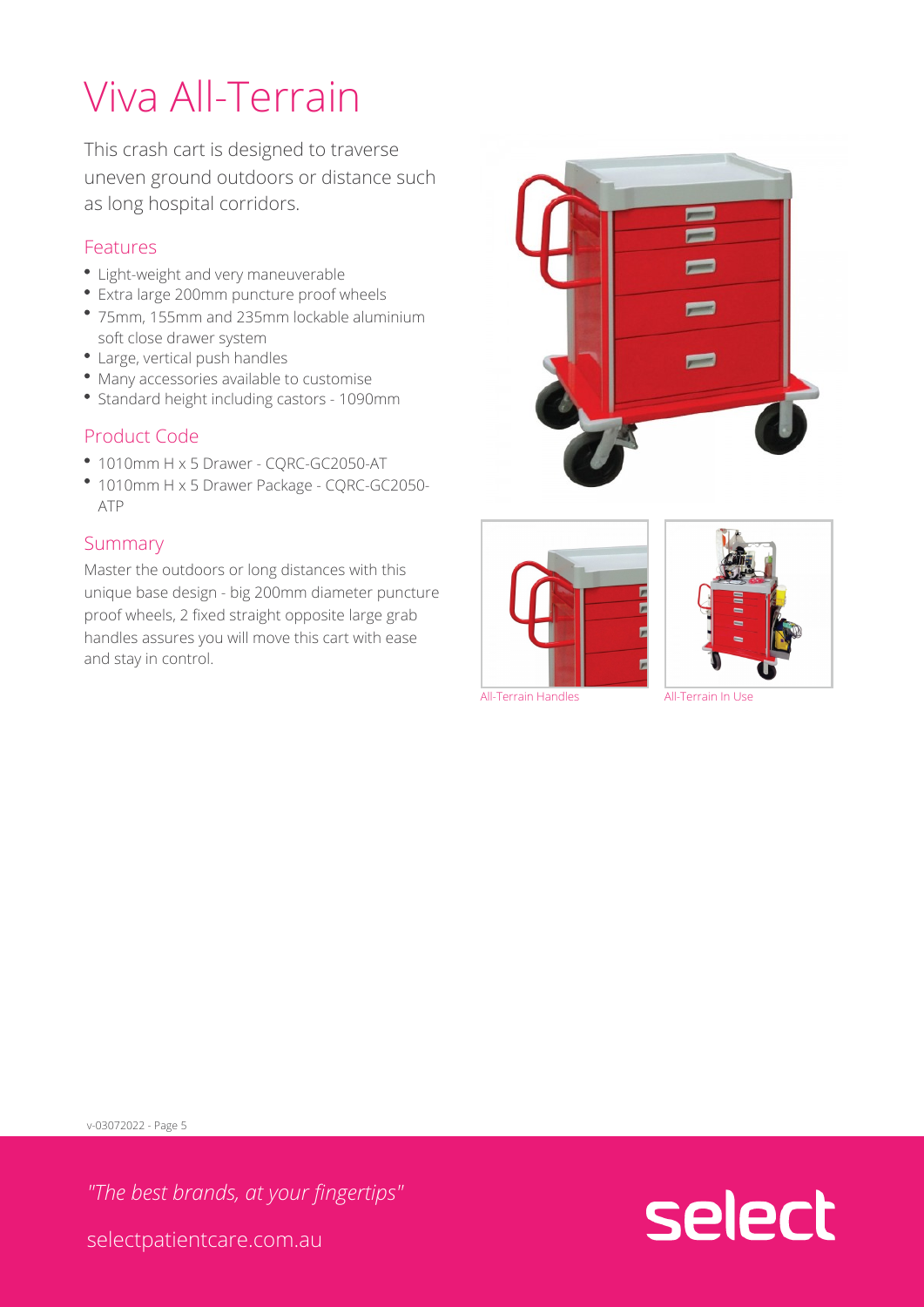# Viva All-Terrain

This crash cart is designed to traverse uneven ground outdoors or distance such as long hospital corridors.

## Features

- Light-weight and very maneuverable
- Extra large 200mm puncture proof wheels
- 75mm, 155mm and 235mm lockable aluminium soft close drawer system
- Large, vertical push handles
- Many accessories available to customise
- Standard height including castors - 1090mm

## Product Code

- 1010mm H x 5 Drawer - CQRC-GC2050-AT
- 1010mm H x 5 Drawer Package - CQRC-GC2050-ATP

## Summary

Master the outdoors or long distances with this unique base design - big 200mm diameter puncture proof wheels, 2 fixed straight opposite large grab handles assures you will move this cart with ease and stay in control.

All-Terrain Handles

All-Terrain In Use

*"The best brands, at your fingertips"*

selectpatientcare.com.au

select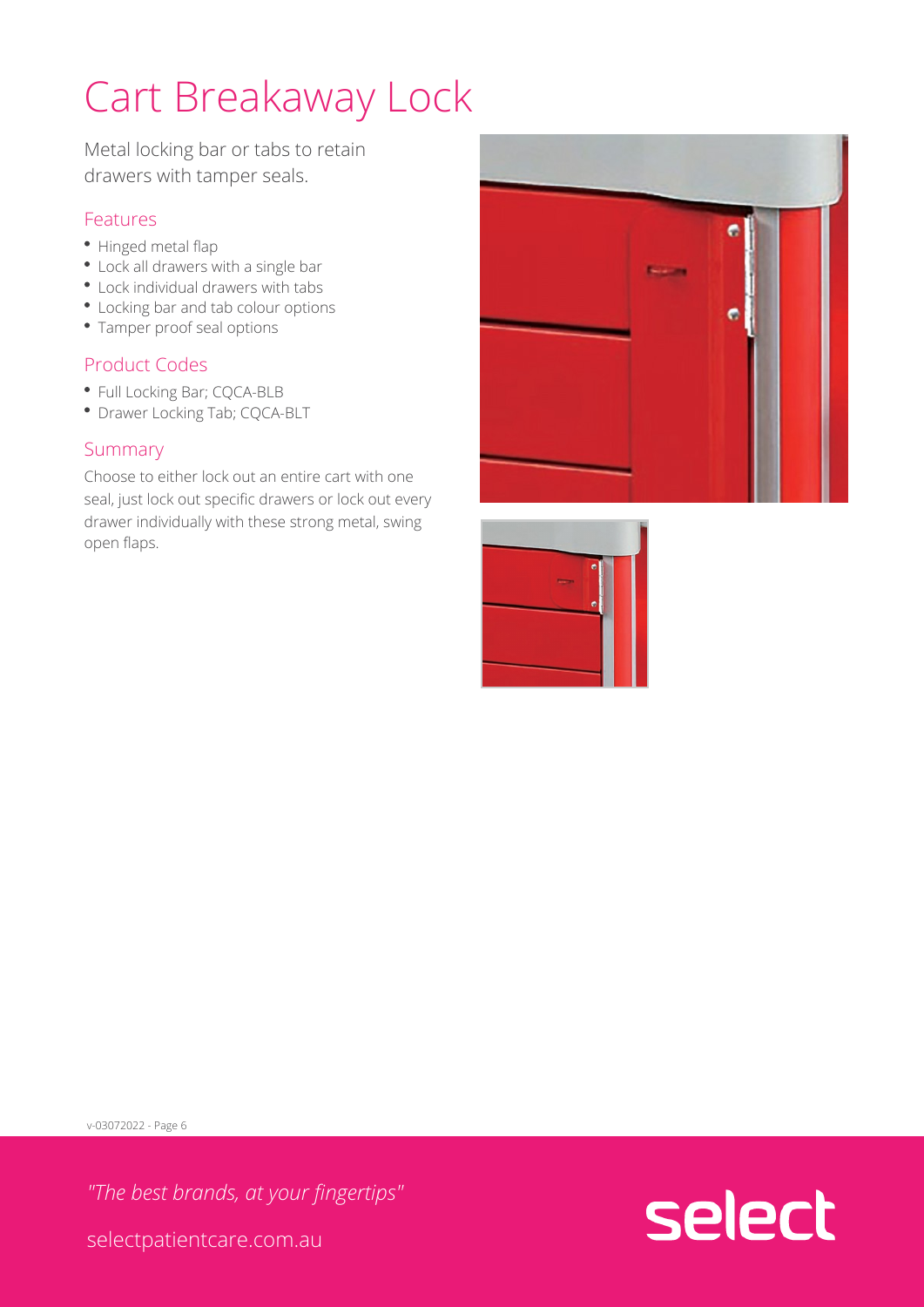# Cart Breakaway Lock

Metal locking bar or tabs to retain drawers with tamper seals.

## Features

- Hinged metal flap
- Lock all drawers with a single bar
- Lock individual drawers with tabs
- Locking bar and tab colour options
- Tamper proof seal options

## Product Codes

- Full Locking Bar; CQCA-BLB
- Drawer Locking Tab; CQCA-BLT

## Summary

Choose to either lock out an entire cart with one seal, just lock out specific drawers or lock out every drawer individually with these strong metal, swing open flaps.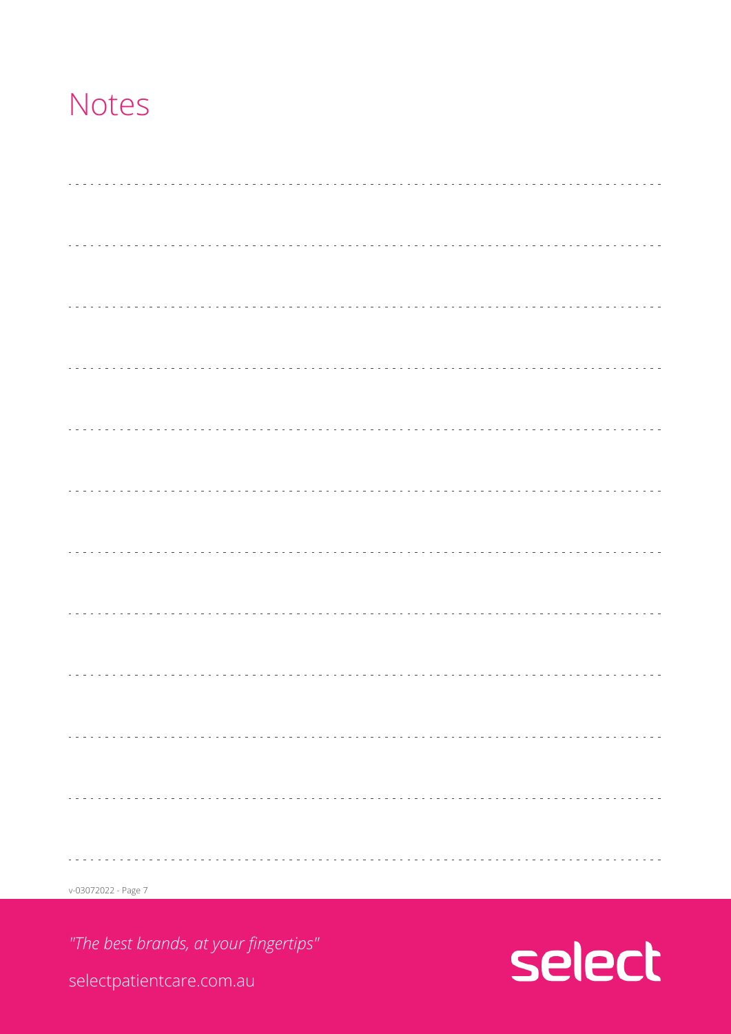# Notes

v-03072022

*"The best brands, at your fingertips"*

selectpatientcare.com.au

select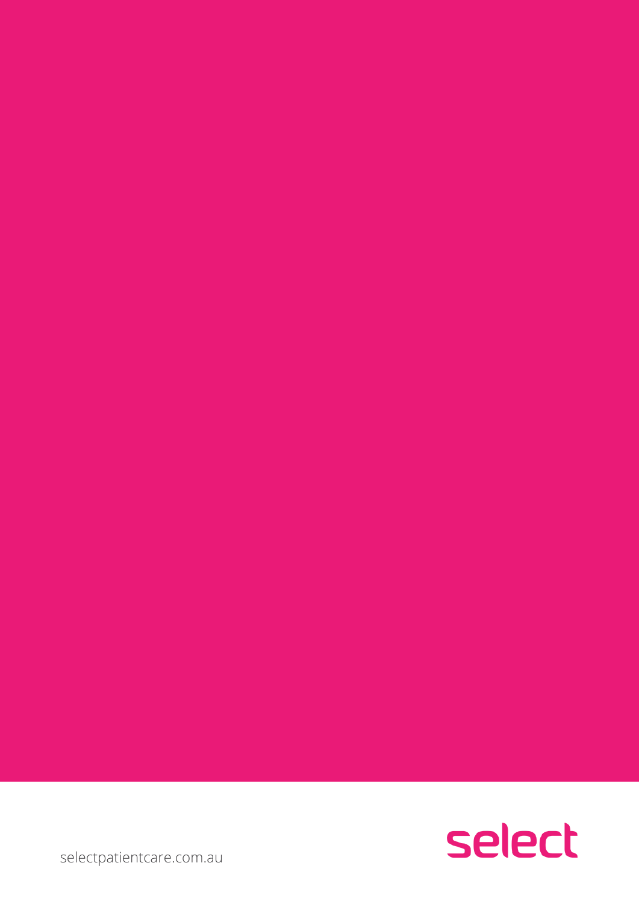selectpatientcare.com.au

select